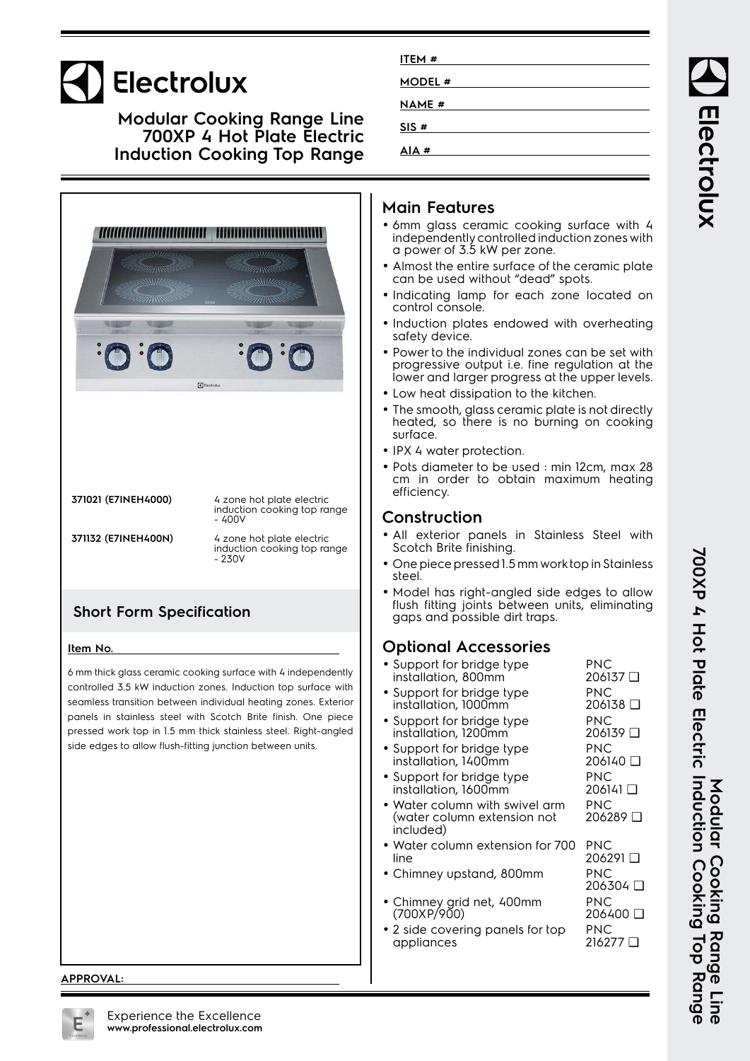# Electrolux

## Modular Cooking Range Line 700XP 4 Hot Plate Electric Induction Cooking Top Range

ITEM #

MODEL #

NAME #

SIS #

AIA #

| | |
|---|---|
| **371021 (E7INEH4000)** | 4 zone hot plate electric induction cooking top range - 400V |
| **371132 (E7INEH400N)** | 4 zone hot plate electric induction cooking top range - 230V |

### Short Form Specification

**Item No.**

6 mm thick glass ceramic cooking surface with 4 independently controlled 3.5 kW induction zones. Induction top surface with seamless transition between individual heating zones. Exterior panels in stainless steel with Scotch Brite finish. One piece pressed work top in 1.5 mm thick stainless steel. Right-angled side edges to allow flush-fitting junction between units.

**APPROVAL:**

## Main Features

- 6mm glass ceramic cooking surface with 4 independently controlled induction zones with a power of 3.5 kW per zone.
- Almost the entire surface of the ceramic plate can be used without "dead" spots.
- Indicating lamp for each zone located on control console.
- Induction plates endowed with overheating safety device.
- Power to the individual zones can be set with progressive output i.e. fine regulation at the lower and larger progress at the upper levels.
- Low heat dissipation to the kitchen.
- The smooth, glass ceramic plate is not directly heated, so there is no burning on cooking surface.
- IPX 4 water protection.
- Pots diameter to be used : min 12cm, max 28 cm in order to obtain maximum heating efficiency.

## Construction

- All exterior panels in Stainless Steel with Scotch Brite finishing.
- One piece pressed 1.5 mm work top in Stainless steel.
- Model has right-angled side edges to allow flush fitting joints between units, eliminating gaps and possible dirt traps.

## Optional Accessories

| | |
|---|---|
| • Support for bridge type installation, 800mm | PNC 206137 ❑ |
| • Support for bridge type installation, 1000mm | PNC 206138 ❑ |
| • Support for bridge type installation, 1200mm | PNC 206139 ❑ |
| • Support for bridge type installation, 1400mm | PNC 206140 ❑ |
| • Support for bridge type installation, 1600mm | PNC 206141 ❑ |
| • Water column with swivel arm (water column extension not included) | PNC 206289 ❑ |
| • Water column extension for 700 line | PNC 206291 ❑ |
| • Chimney upstand, 800mm | PNC 206304 ❑ |
| • Chimney grid net, 400mm (700XP/900) | PNC 206400 ❑ |
| • 2 side covering panels for top appliances | PNC 216277 ❑ |

Experience the Excellence
**www.professional.electrolux.com**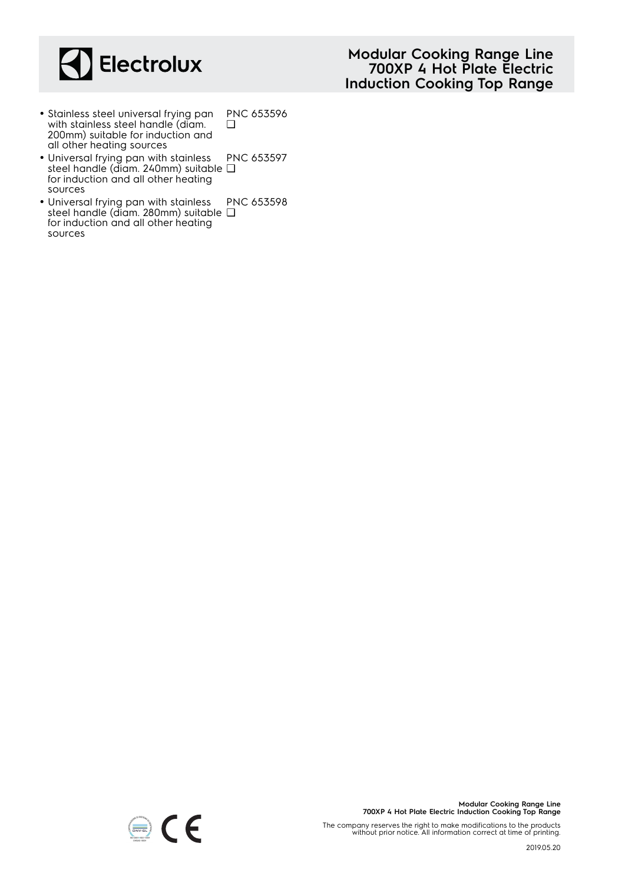- Stainless steel universal frying pan with stainless steel handle (diam. 200mm) suitable for induction and all other heating sources PNC 653596 ❑
- Universal frying pan with stainless steel handle (diam. 240mm) suitable for induction and all other heating sources PNC 653597 ❑
- Universal frying pan with stainless steel handle (diam. 280mm) suitable for induction and all other heating sources PNC 653598 ❑

The company reserves the right to make modifications to the products without prior notice. All information correct at time of printing.

2019.05.20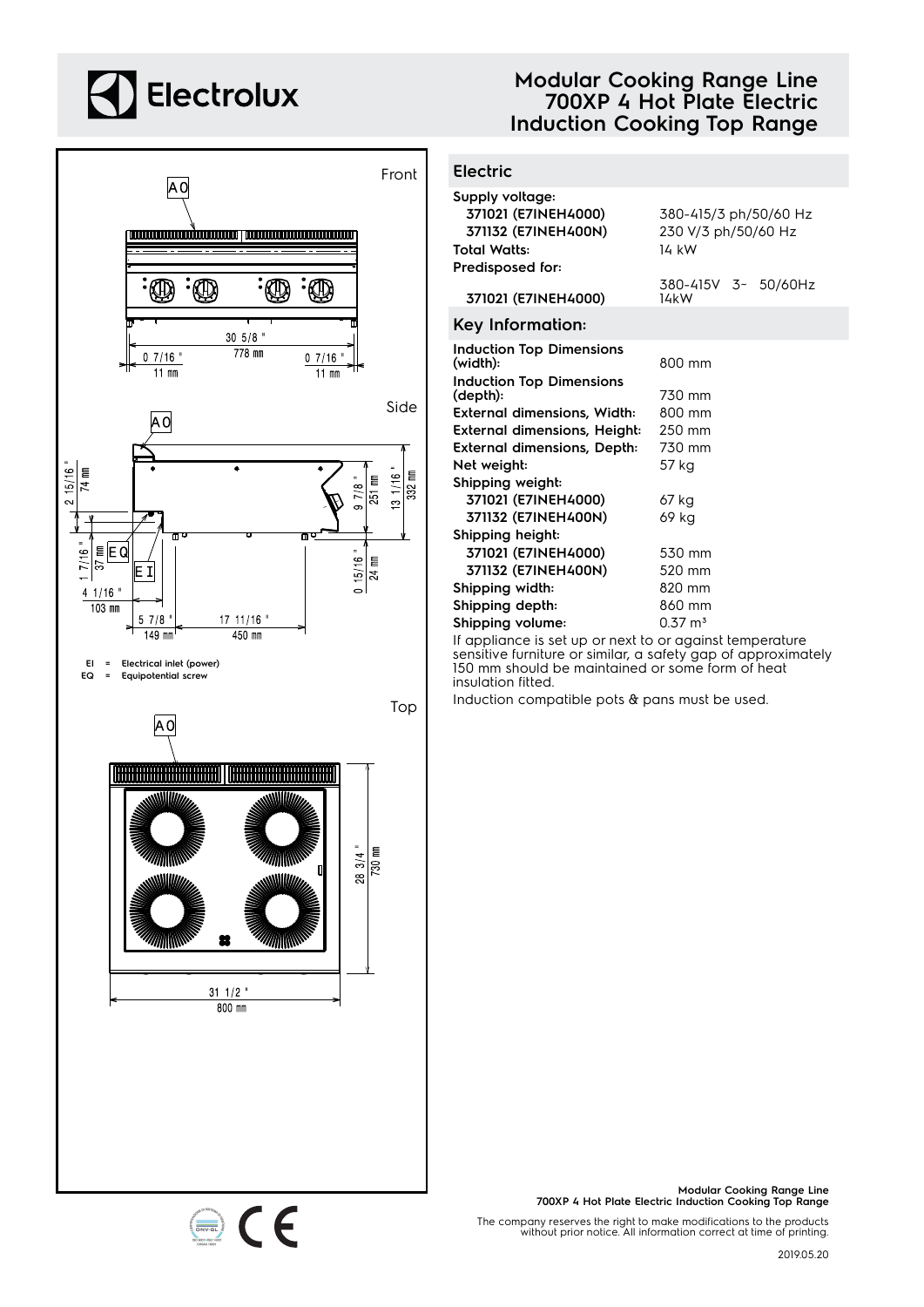# Modular Cooking Range Line 700XP 4 Hot Plate Electric Induction Cooking Top Range

Front

AO

30 5/8 "
778 mm
0 7/16 "
11 mm
0 7/16 "
11 mm

Side

AO

2 15/16 "
74 mm
9 7/8 "
251 mm
13 1/16 "
332 mm
1 7/16 "
37 mm
EQ
EI
0 15/16 "
24 mm
4 1/16 "
103 mm
5 7/8 "
149 mm
17 11/16 "
450 mm

EI = Electrical inlet (power)
EQ = Equipotential screw

Top

AO

28 3/4 "
730 mm
31 1/2 "
800 mm

## Electric

| | |
|---|---|
| **Supply voltage:** | |
| **371021 (E7INEH4000)** | 380-415/3 ph/50/60 Hz |
| **371132 (E7INEH400N)** | 230 V/3 ph/50/60 Hz |
| **Total Watts:** | 14 kW |
| **Predisposed for:** | |
| **371021 (E7INEH4000)** | 380-415V 3~ 50/60Hz 14kW |

## Key Information:

| | |
|---|---|
| **Induction Top Dimensions (width):** | 800 mm |
| **Induction Top Dimensions (depth):** | 730 mm |
| **External dimensions, Width:** | 800 mm |
| **External dimensions, Height:** | 250 mm |
| **External dimensions, Depth:** | 730 mm |
| **Net weight:** | 57 kg |
| **Shipping weight:** | |
| **371021 (E7INEH4000)** | 67 kg |
| **371132 (E7INEH400N)** | 69 kg |
| **Shipping height:** | |
| **371021 (E7INEH4000)** | 530 mm |
| **371132 (E7INEH400N)** | 520 mm |
| **Shipping width:** | 820 mm |
| **Shipping depth:** | 860 mm |
| **Shipping volume:** | 0.37 m³ |

If appliance is set up or next to or against temperature sensitive furniture or similar, a safety gap of approximately 150 mm should be maintained or some form of heat insulation fitted.

Induction compatible pots & pans must be used.

The company reserves the right to make modifications to the products without prior notice. All information correct at time of printing.

2019.05.20